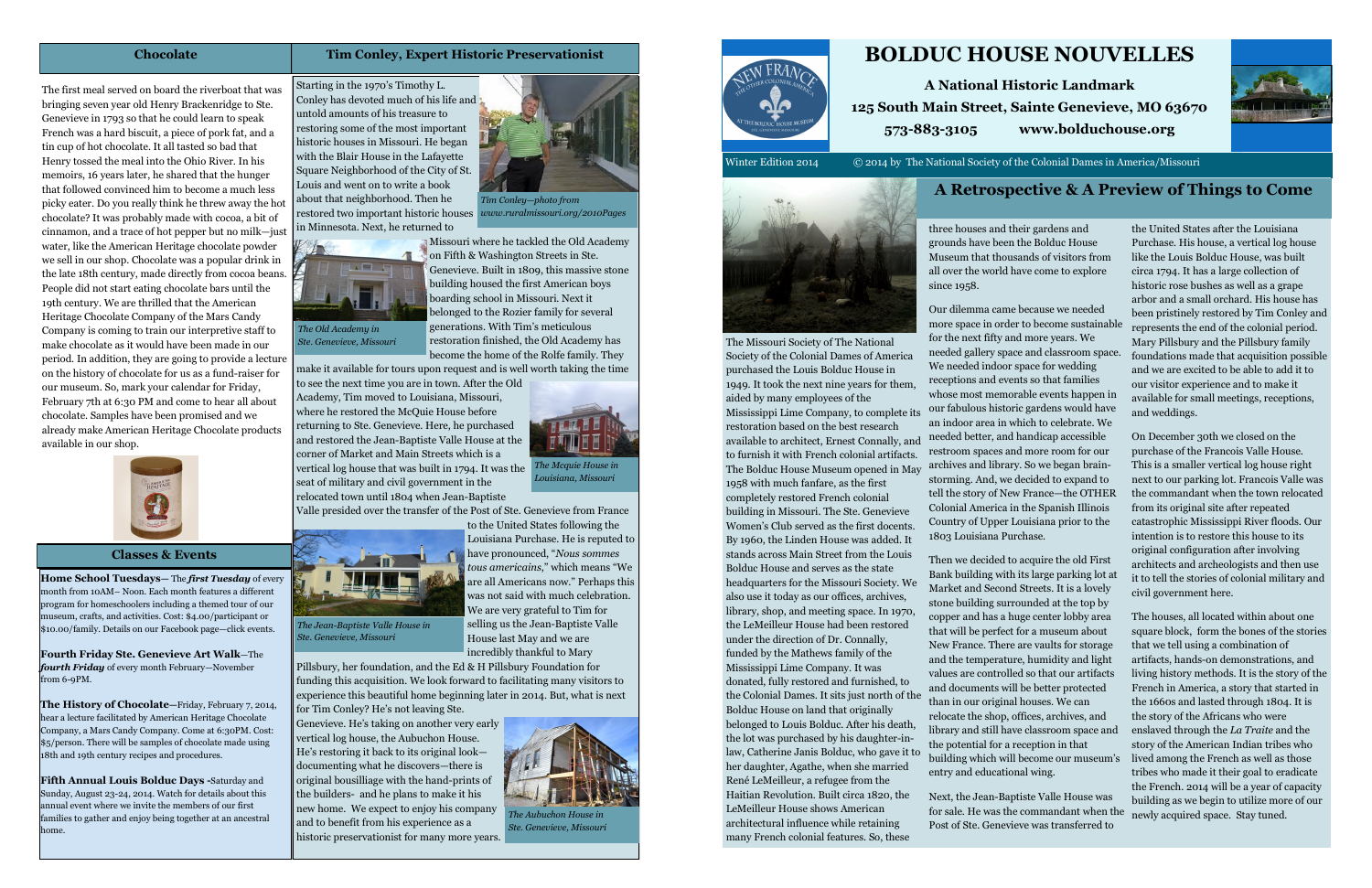# BOLDUC HOUSE NOUVELLES

**A National Historic Landmark**

**125 South Main Street, Sainte Genevieve, MO 63670**

**573-883-3105 www.bolduchouse.org**

Winter Edition 2014 © 2014 by The National Society of the Colonial Dames in America/Missouri

## A Retrospective & A Preview of Things to Come

The Missouri Society of The National Society of the Colonial Dames of America purchased the Louis Bolduc House in 1949. It took the next nine years for them, aided by many employees of the Mississippi Lime Company, to complete its restoration based on the best research available to architect, Ernest Connally, and to furnish it with French colonial artifacts. The Bolduc House Museum opened in May 1958 with much fanfare, as the first completely restored French colonial building in Missouri. The Ste. Genevieve Women's Club served as the first docents. By 1960, the Linden House was added. It stands across Main Street from the Louis Bolduc House and serves as the state headquarters for the Missouri Society. We also use it today as our offices, archives, library, shop, and meeting space. In 1970, the LeMeilleur House had been restored under the direction of Dr. Connally, funded by the Mathews family of the Mississippi Lime Company. It was donated, fully restored and furnished, to the Colonial Dames. It sits just north of the Bolduc House on land that originally belonged to Louis Bolduc. After his death, the lot was purchased by his daughter-in-law, Catherine Janis Bolduc, who gave it to her daughter, Agathe, when she married René LeMeilleur, a refugee from the Haitian Revolution. Built circa 1820, the LeMeilleur House shows American architectural influence while retaining many French colonial features. So, these three houses and their gardens and grounds have been the Bolduc House Museum that thousands of visitors from all over the world have come to explore since 1958.

Our dilemma came because we needed more space in order to become sustainable for the next fifty and more years. We needed gallery space and classroom space. We needed indoor space for wedding receptions and events so that families whose most memorable events happen in our fabulous historic gardens would have an indoor area in which to celebrate. We needed better, and handicap accessible restroom spaces and more room for our archives and library. So we began brain-storming. And, we decided to expand to tell the story of New France—the OTHER Colonial America in the Spanish Illinois Country of Upper Louisiana prior to the 1803 Louisiana Purchase.

Then we decided to acquire the old First Bank building with its large parking lot at Market and Second Streets. It is a lovely stone building surrounded at the top by copper and has a huge center lobby area that will be perfect for a museum about New France. There are vaults for storage and the temperature, humidity and light values are controlled so that our artifacts and documents will be better protected than in our original houses. We can relocate the shop, offices, archives, and library and still have classroom space and the potential for a reception in that building which will become our museum's entry and educational wing.

Next, the Jean-Baptiste Valle House was for sale. He was the commandant when the Post of Ste. Genevieve was transferred to the United States after the Louisiana Purchase. His house, a vertical log house like the Louis Bolduc House, was built circa 1794. It has a large collection of historic rose bushes as well as a grape arbor and a small orchard. His house has been pristinely restored by Tim Conley and represents the end of the colonial period. Mary Pillsbury and the Pillsbury family foundations made that acquisition possible and we are excited to be able to add it to our visitor experience and to make it available for small meetings, receptions, and weddings.

On December 30th we closed on the purchase of the Francois Valle House. This is a smaller vertical log house right next to our parking lot. Francois Valle was the commandant when the town relocated from its original site after repeated catastrophic Mississippi River floods. Our intention is to restore this house to its original configuration after involving architects and archeologists and then use it to tell the stories of colonial military and civil government here.

The houses, all located within about one square block, form the bones of the stories that we tell using a combination of artifacts, hands-on demonstrations, and living history methods. It is the story of the French in America, a story that started in the 1600s and lasted through 1804. It is the story of the Africans who were enslaved through the *La Traite* and the story of the American Indian tribes who lived among the French as well as those tribes who made it their goal to eradicate the French. 2014 will be a year of capacity building as we begin to utilize more of our newly acquired space. Stay tuned.

## Chocolate

The first meal served on board the riverboat that was bringing seven year old Henry Brackenridge to Ste. Genevieve in 1793 so that he could learn to speak French was a hard biscuit, a piece of pork fat, and a tin cup of hot chocolate. It all tasted so bad that Henry tossed the meal into the Ohio River. In his memoirs, 16 years later, he shared that the hunger that followed convinced him to become a much less picky eater. Do you really think he threw away the hot chocolate? It was probably made with cocoa, a bit of cinnamon, and a trace of hot pepper but no milk—just water, like the American Heritage chocolate powder we sell in our shop. Chocolate was a popular drink in the late 18th century, made directly from cocoa beans. People did not start eating chocolate bars until the 19th century. We are thrilled that the American Heritage Chocolate Company of the Mars Candy Company is coming to train our interpretive staff to make chocolate as it would have been made in our period. In addition, they are going to provide a lecture on the history of chocolate for us as a fund-raiser for our museum. So, mark your calendar for Friday, February 7th at 6:30 PM and come to hear all about chocolate. Samples have been promised and we already make American Heritage Chocolate products available in our shop.

## Classes & Events

**Home School Tuesdays**— The ***first Tuesday*** of every month from 10AM– Noon. Each month features a different program for homeschoolers including a themed tour of our museum, crafts, and activities. Cost: $4.00/participant or $10.00/family. Details on our Facebook page—click events.

**Fourth Friday Ste. Genevieve Art Walk**—The ***fourth Friday*** of every month February—November from 6-9PM.

**The History of Chocolate**—Friday, February 7, 2014, hear a lecture facilitated by American Heritage Chocolate Company, a Mars Candy Company. Come at 6:30PM. Cost: $5/person. There will be samples of chocolate made using 18th and 19th century recipes and procedures.

**Fifth Annual Louis Bolduc Days** -Saturday and Sunday, August 23-24, 2014. Watch for details about this annual event where we invite the members of our first families to gather and enjoy being together at an ancestral home.

## Tim Conley, Expert Historic Preservationist

Starting in the 1970's Timothy L. Conley has devoted much of his life and untold amounts of his treasure to restoring some of the most important historic houses in Missouri. He began with the Blair House in the Lafayette Square Neighborhood of the City of St. Louis and went on to write a book about that neighborhood. Then he restored two important historic houses in Minnesota. Next, he returned to Missouri where he tackled the Old Academy on Fifth & Washington Streets in Ste. Genevieve. Built in 1809, this massive stone building housed the first American boys boarding school in Missouri. Next it belonged to the Rozier family for several generations. With Tim's meticulous restoration finished, the Old Academy has become the home of the Rolfe family. They make it available for tours upon request and is well worth taking the time to see the next time you are in town. After the Old Academy, Tim moved to Louisiana, Missouri, where he restored the McQuie House before returning to Ste. Genevieve. Here, he purchased and restored the Jean-Baptiste Valle House at the corner of Market and Main Streets which is a vertical log house that was built in 1794. It was the seat of military and civil government in the relocated town until 1804 when Jean-Baptiste Valle presided over the transfer of the Post of Ste. Genevieve from France to the United States following the Louisiana Purchase. He is reputed to have pronounced, "*Nous sommes tous americains*," which means "We are all Americans now." Perhaps this was not said with much celebration. We are very grateful to Tim for selling us the Jean-Baptiste Valle House last May and we are incredibly thankful to Mary Pillsbury, her foundation, and the Ed & H Pillsbury Foundation for funding this acquisition. We look forward to facilitating many visitors to experience this beautiful home beginning later in 2014. But, what is next for Tim Conley? He's not leaving Ste. Genevieve. He's taking on another very early vertical log house, the Aubuchon House. He's restoring it back to its original look—documenting what he discovers—there is original bousilliage with the hand-prints of the builders- and he plans to make it his new home. We expect to enjoy his company and to benefit from his experience as a historic preservationist for many more years.

*Tim Conley—photo from www.ruralmissouri.org/2010Pages*

*The Old Academy in Ste. Genevieve, Missouri*

*The Mcquie House in Louisiana, Missouri*

*The Jean-Baptiste Valle House in Ste. Genevieve, Missouri*

*The Aubuchon House in Ste. Genevieve, Missouri*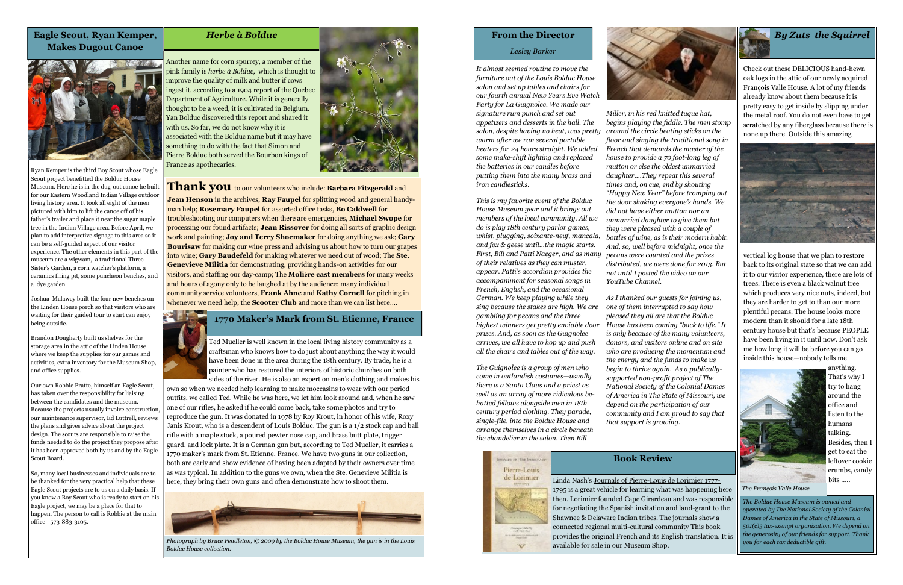## Eagle Scout, Ryan Kemper, Makes Dugout Canoe

Ryan Kemper is the third Boy Scout whose Eagle Scout project benefitted the Bolduc House Museum. Here he is in the dug-out canoe he built for our Eastern Woodland Indian Village outdoor living history area. It took all eight of the men pictured with him to lift the canoe off of his father's trailer and place it near the sugar maple tree in the Indian Village area. Before April, we plan to add interpretive signage to this area so it can be a self-guided aspect of our visitor experience. The other elements in this part of the museum are a wigwam, a traditional Three Sister's Garden, a corn watcher's platform, a ceramics firing pit, some puncheon benches, and a dye garden.

Joshua Malawey built the four new benches on the Linden House porch so that visitors who are waiting for their guided tour to start can enjoy being outside.

Brandon Dougherty built us shelves for the storage area in the attic of the Linden House where we keep the supplies for our games and activities, extra inventory for the Museum Shop, and office supplies.

Our own Robbie Pratte, himself an Eagle Scout, has taken over the responsibility for liaising between the candidates and the museum. Because the projects usually involve construction, our maintenance supervisor, Ed Lattrell, reviews the plans and gives advice about the project design. The scouts are responsible to raise the funds needed to do the project they propose after it has been approved both by us and by the Eagle Scout Board.

So, many local businesses and individuals are to be thanked for the very practical help that these Eagle Scout projects are to us on a daily basis. If you know a Boy Scout who is ready to start on his Eagle project, we may be a place for that to happen. The person to call is Robbie at the main office—573-883-3105.

## *Herbe à Bolduc*

Another name for corn spurrey, a member of the pink family is *herbe à Bolduc,* which is thought to improve the quality of milk and butter if cows ingest it, according to a 1904 report of the Quebec Department of Agriculture. While it is generally thought to be a weed, it is cultivated in Belgium. Yan Bolduc discovered this report and shared it with us. So far, we do not know why it is associated with the Bolduc name but it may have something to do with the fact that Simon and Pierre Bolduc both served the Bourbon kings of France as apothecaries.

**Thank you** to our volunteers who include: **Barbara Fitzgerald** and **Jean Henson** in the archives; **Ray Faupel** for splitting wood and general handy-man help; **Rosemary Faupel** for assorted office tasks, **Bo Caldwell** for troubleshooting our computers when there are emergencies, **Michael Swope** for processing our found artifacts; **Jean Rissover** for doing all sorts of graphic design work and painting; **Joy and Terry Shoemaker** for doing anything we ask; **Gary Bourisaw** for making our wine press and advising us about how to turn our grapes into wine; **Gary Baudefeld** for making whatever we need out of wood; The **Ste. Genevieve Militia** for demonstrating, providing hands-on activities for our visitors, and staffing our day-camp; The **Molière cast members** for many weeks and hours of agony only to be laughed at by the audience; many individual community service volunteers, **Frank Ahne** and **Kathy Cornell** for pitching in whenever we need help; the **Scooter Club** and more than we can list here….

## 1770 Maker's Mark from St. Etienne, France

Ted Mueller is well known in the local living history community as a craftsman who knows how to do just about anything the way it would have been done in the area during the 18th century. By trade, he is a painter who has restored the interiors of historic churches on both sides of the river. He is also an expert on men's clothing and makes his own so when we needed help learning to make moccasins to wear with our period outfits, we called Ted. While he was here, we let him look around and, when he saw one of our rifles, he asked if he could come back, take some photos and try to reproduce the gun. It was donated in 1978 by Roy Krout, in honor of his wife, Roxy Janis Krout, who is a descendent of Louis Bolduc. The gun is a 1/2 stock cap and ball rifle with a maple stock, a poured pewter nose cap, and brass butt plate, trigger guard, and lock plate. It is a German gun but, according to Ted Mueller, it carries a 1770 maker's mark from St. Etienne, France. We have two guns in our collection, both are early and show evidence of having been adapted by their owners over time as was typical. In addition to the guns we own, when the Ste. Genevieve Militia is here, they bring their own guns and often demonstrate how to shoot them.

*Photograph by Bruce Pendleton, © 2009 by the Bolduc House Museum, the gun is in the Louis Bolduc House collection.*

## From the Director

*Lesley Barker*

*It almost seemed routine to move the furniture out of the Louis Bolduc House salon and set up tables and chairs for our fourth annual New Years Eve Watch Party for La Guignolee. We made our signature rum punch and set out appetizers and desserts in the hall. The salon, despite having no heat, was pretty warm after we ran several portable heaters for 24 hours straight. We added some make-shift lighting and replaced the batteries in our candles before putting them into the many brass and iron candlesticks.*

*This is my favorite event of the Bolduc House Museum year and it brings out members of the local community. All we do is play 18th century parlor games, whist, plugging, soixante-neuf, mancala, and fox & geese until…the magic starts. First, Bill and Patti Naeger, and as many of their relatives as they can muster, appear. Patti's accordion provides the accompaniment for seasonal songs in French, English, and the occasional German. We keep playing while they sing because the stakes are high. We are gambling for pecans and the three highest winners get pretty enviable door prizes. And, as soon as the Guignolee arrives, we all have to hop up and push all the chairs and tables out of the way.*

*The Guignolee is a group of men who come in outlandish costumes—usually there is a Santa Claus and a priest as well as an array of more ridiculous be-hatted fellows alongside men in 18th century period clothing. They parade, single-file, into the Bolduc House and arrange themselves in a circle beneath the chandelier in the salon. Then Bill Miller, in his red knitted tuque hat, begins playing the fiddle. The men stomp around the circle beating sticks on the floor and singing the traditional song in French that demands the master of the house to provide a 70 foot-long leg of mutton or else the oldest unmarried daughter.…They repeat this several times and, on cue, end by shouting "Happy New Year" before tromping out the door shaking everyone's hands. We did not have either mutton nor an unmarried daughter to give them but they were pleased with a couple of bottles of wine, as is their modern habit. And, so, well before midnight, once the pecans were counted and the prizes distributed, we were done for 2013. But not until I posted the video on our YouTube Channel.*

*As I thanked our guests for joining us, one of them interrupted to say how pleased they all are that the Bolduc House has been coming "back to life." It is only because of the many volunteers, donors, and visitors online and on site who are producing the momentum and the energy and the funds to make us begin to thrive again. As a publically-supported non-profit project of The National Society of the Colonial Dames of America in The State of Missouri, we depend on the participation of our community and I am proud to say that that support is growing.*

## Book Review

Linda Nash's Journals of Pierre-Louis de Lorimier 1777-1795 is a great vehicle for learning what was happening here then. Lorimier founded Cape Girardeau and was responsible for negotiating the Spanish invitation and land-grant to the Shawnee & Delaware Indian tribes. The journals show a connected regional multi-cultural community This book provides the original French and its English translation. It is available for sale in our Museum Shop.

## *By Zuts the Squirrel*

Check out these DELICIOUS hand-hewn oak logs in the attic of our newly acquired François Valle House. A lot of my friends already know about them because it is pretty easy to get inside by slipping under the metal roof. You do not even have to get scratched by any fiberglass because there is none up there. Outside this amazing vertical log house that we plan to restore back to its original state so that we can add it to our visitor experience, there are lots of trees. There is even a black walnut tree which produces very nice nuts, indeed, but they are harder to get to than our more plentiful pecans. The house looks more modern than it should for a late 18th century house but that's because PEOPLE have been living in it until now. Don't ask me how long it will be before you can go inside this house—nobody tells me anything. That's why I try to hang around the office and listen to the humans talking. Besides, then I get to eat the leftover cookie crumbs, candy bits …..

*The François Valle House*

*The Bolduc House Museum is owned and operated by The National Society of the Colonial Dames of America in the State of Missouri, a 501(c)3 tax-exempt organization. We depend on the generosity of our friends for support. Thank you for each tax deductible gift.*